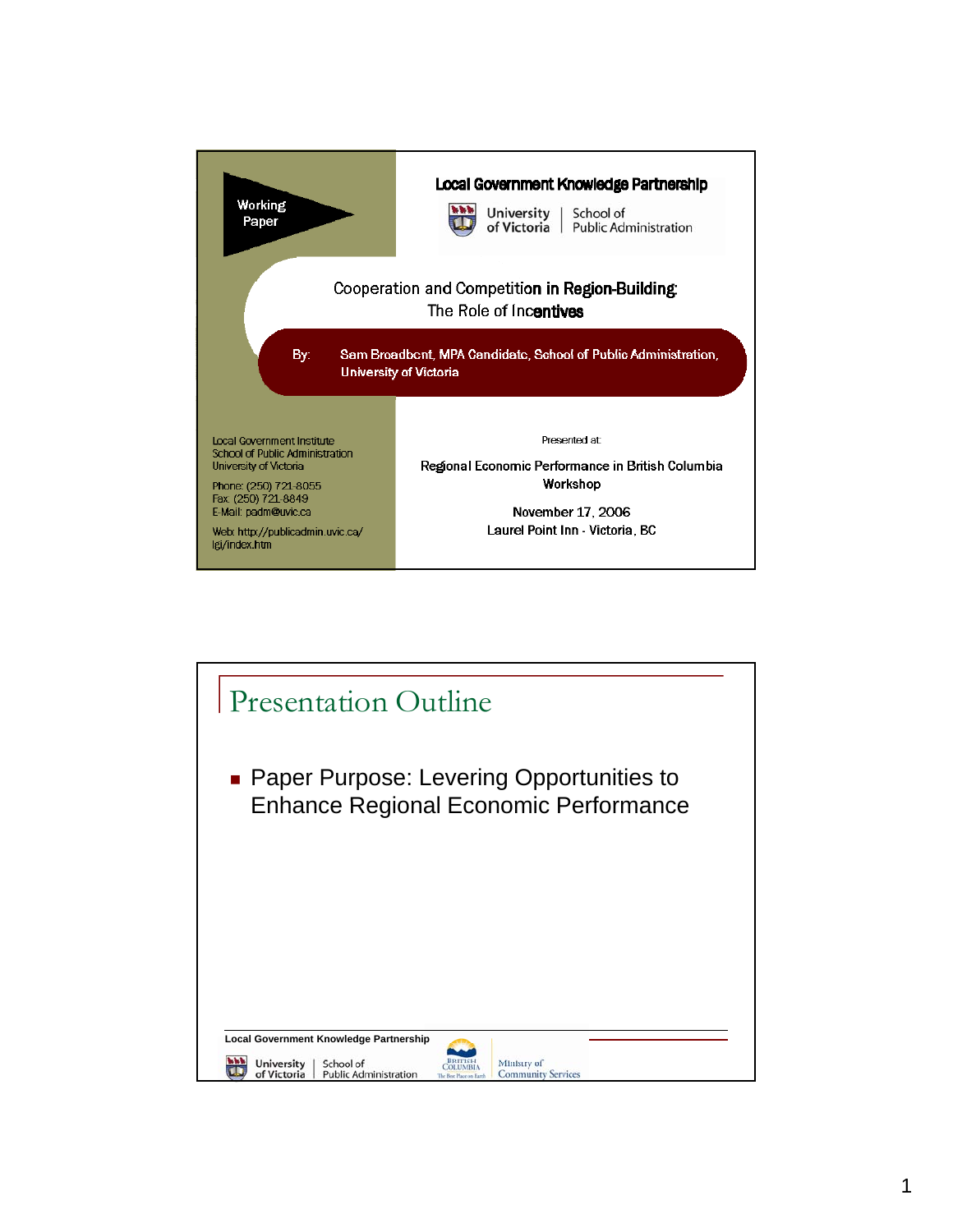Working Paper

## Local Government Knowledge Partnership

University of Victoria | School of Public Administration

# Cooperation and Competition in Region-Building: The Role of Incentives

By: Sam Broadbent, MPA Candidate, School of Public Administration, University of Victoria

Local Government Institute
School of Public Administration
University of Victoria

Phone: (250) 721-8055
Fax: (250) 721-8849
E-Mail: padm@uvic.ca

Web: http://publicadmin.uvic.ca/lgi/index.htm

Presented at:

Regional Economic Performance in British Columbia Workshop

November 17, 2006
Laurel Point Inn - Victoria, BC

## Presentation Outline

- Paper Purpose: Levering Opportunities to Enhance Regional Economic Performance

Local Government Knowledge Partnership

University of Victoria | School of Public Administration — British Columbia — Ministry of Community Services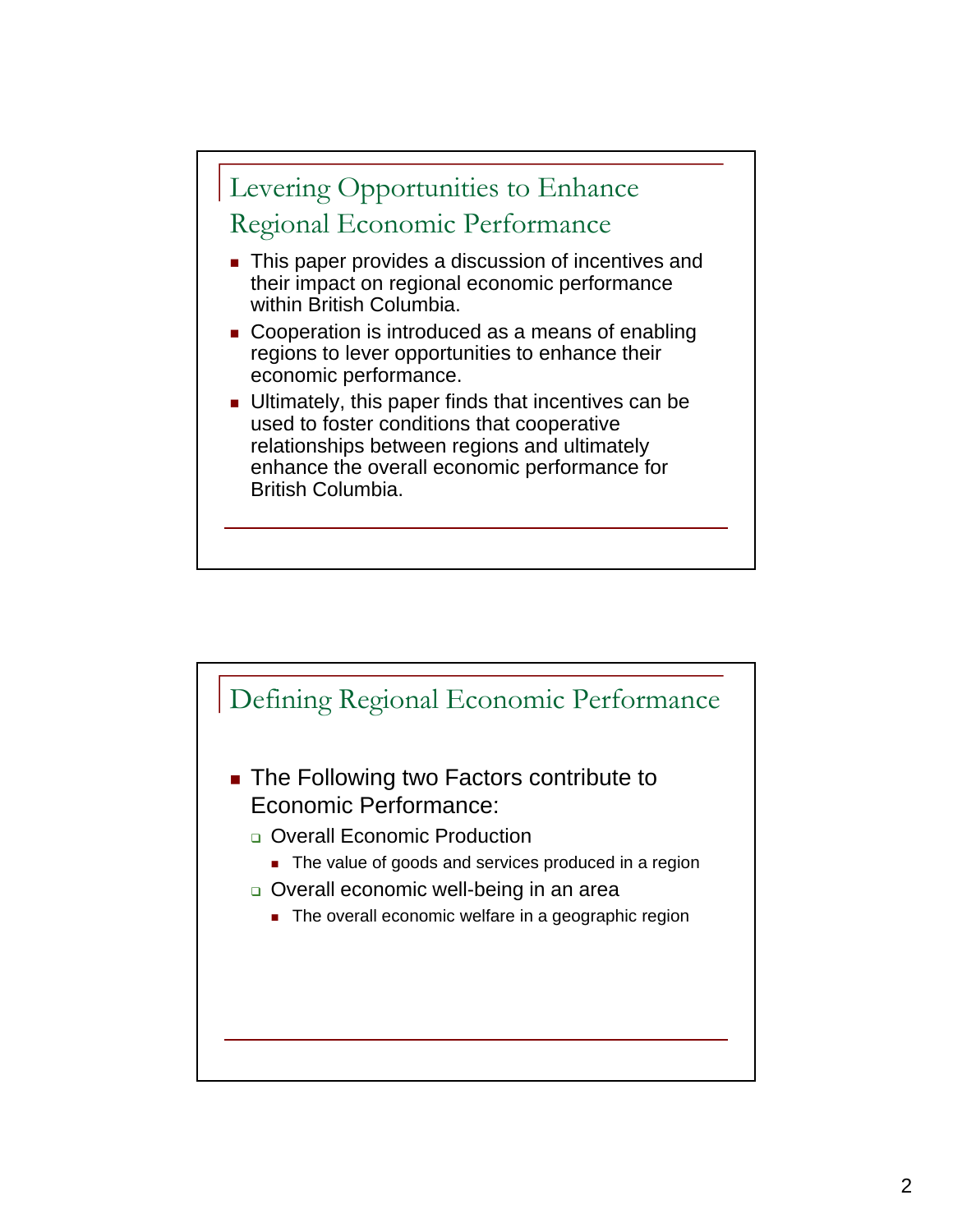## Levering Opportunities to Enhance Regional Economic Performance

- This paper provides a discussion of incentives and their impact on regional economic performance within British Columbia.
- Cooperation is introduced as a means of enabling regions to lever opportunities to enhance their economic performance.
- Ultimately, this paper finds that incentives can be used to foster conditions that cooperative relationships between regions and ultimately enhance the overall economic performance for British Columbia.

## Defining Regional Economic Performance

- The Following two Factors contribute to Economic Performance:
  - Overall Economic Production
    - The value of goods and services produced in a region
  - Overall economic well-being in an area
    - The overall economic welfare in a geographic region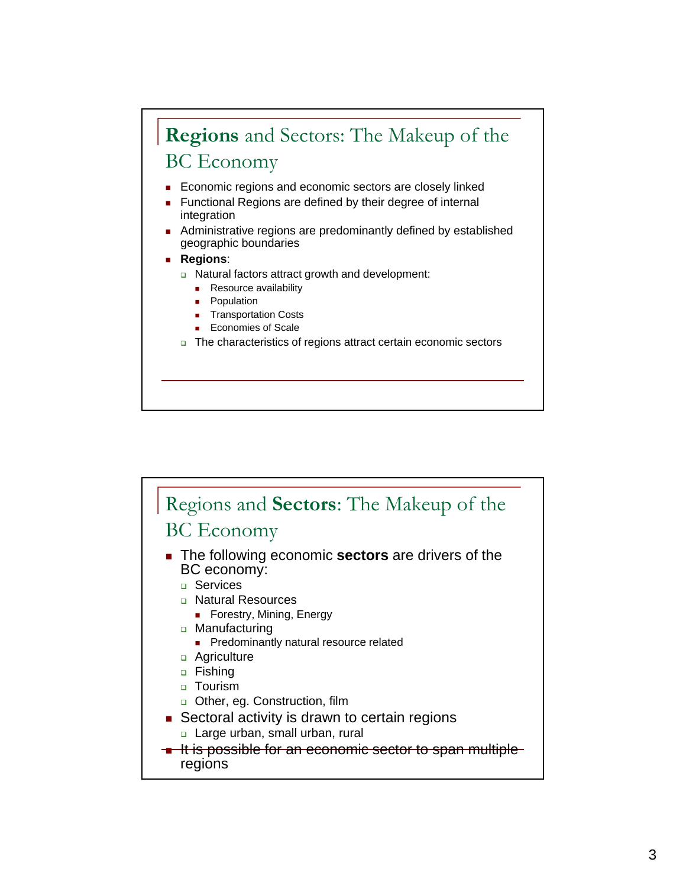## **Regions** and Sectors: The Makeup of the BC Economy

- Economic regions and economic sectors are closely linked
- Functional Regions are defined by their degree of internal integration
- Administrative regions are predominantly defined by established geographic boundaries
- **Regions**:
  - Natural factors attract growth and development:
    - Resource availability
    - Population
    - Transportation Costs
    - Economies of Scale
  - The characteristics of regions attract certain economic sectors

## Regions and **Sectors**: The Makeup of the BC Economy

- The following economic **sectors** are drivers of the BC economy:
  - Services
  - Natural Resources
    - Forestry, Mining, Energy
  - Manufacturing
    - Predominantly natural resource related
  - Agriculture
  - Fishing
  - Tourism
  - Other, eg. Construction, film
- Sectoral activity is drawn to certain regions
  - Large urban, small urban, rural
- ~~It is possible for an economic sector to span multiple~~ regions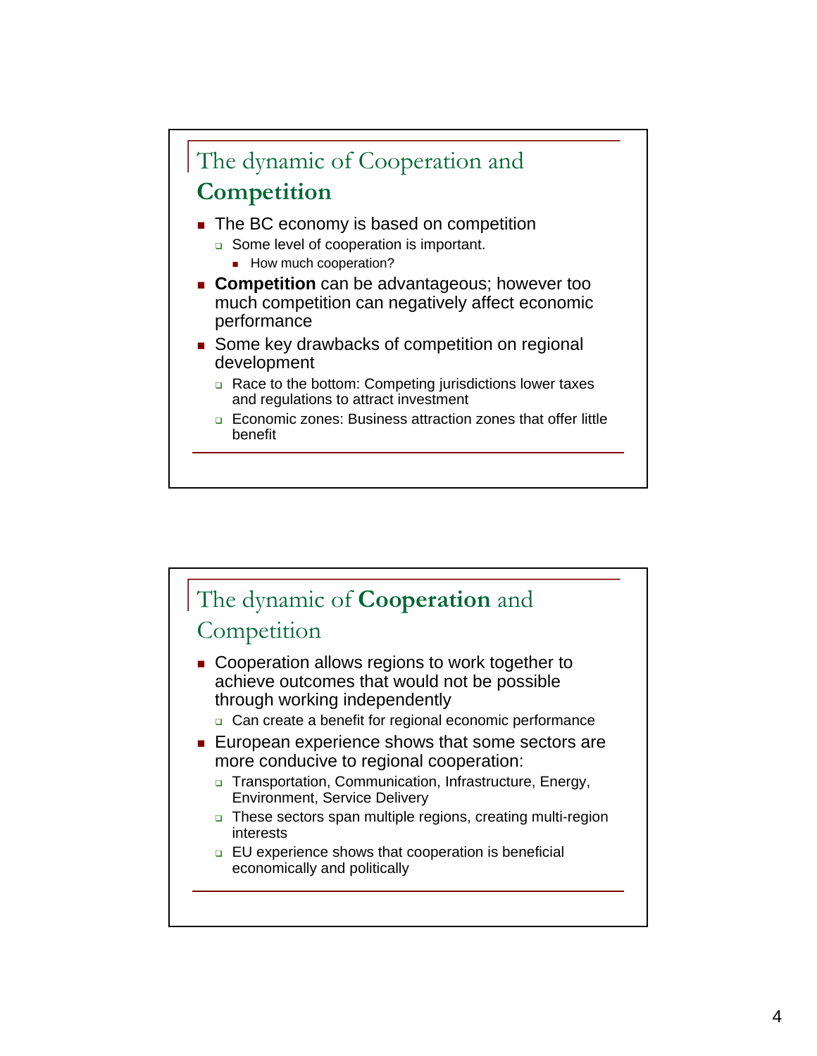## The dynamic of Cooperation and **Competition**

- The BC economy is based on competition
  - Some level of cooperation is important.
    - How much cooperation?
- **Competition** can be advantageous; however too much competition can negatively affect economic performance
- Some key drawbacks of competition on regional development
  - Race to the bottom: Competing jurisdictions lower taxes and regulations to attract investment
  - Economic zones: Business attraction zones that offer little benefit

## The dynamic of **Cooperation** and Competition

- Cooperation allows regions to work together to achieve outcomes that would not be possible through working independently
  - Can create a benefit for regional economic performance
- European experience shows that some sectors are more conducive to regional cooperation:
  - Transportation, Communication, Infrastructure, Energy, Environment, Service Delivery
  - These sectors span multiple regions, creating multi-region interests
  - EU experience shows that cooperation is beneficial economically and politically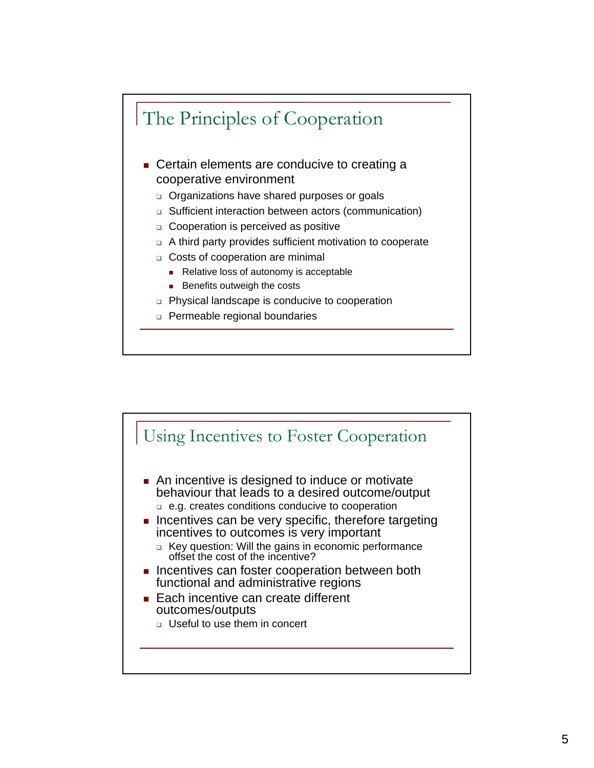## The Principles of Cooperation

- Certain elements are conducive to creating a cooperative environment
  - Organizations have shared purposes or goals
  - Sufficient interaction between actors (communication)
  - Cooperation is perceived as positive
  - A third party provides sufficient motivation to cooperate
  - Costs of cooperation are minimal
    - Relative loss of autonomy is acceptable
    - Benefits outweigh the costs
  - Physical landscape is conducive to cooperation
  - Permeable regional boundaries

## Using Incentives to Foster Cooperation

- An incentive is designed to induce or motivate behaviour that leads to a desired outcome/output
  - e.g. creates conditions conducive to cooperation
- Incentives can be very specific, therefore targeting incentives to outcomes is very important
  - Key question: Will the gains in economic performance offset the cost of the incentive?
- Incentives can foster cooperation between both functional and administrative regions
- Each incentive can create different outcomes/outputs
  - Useful to use them in concert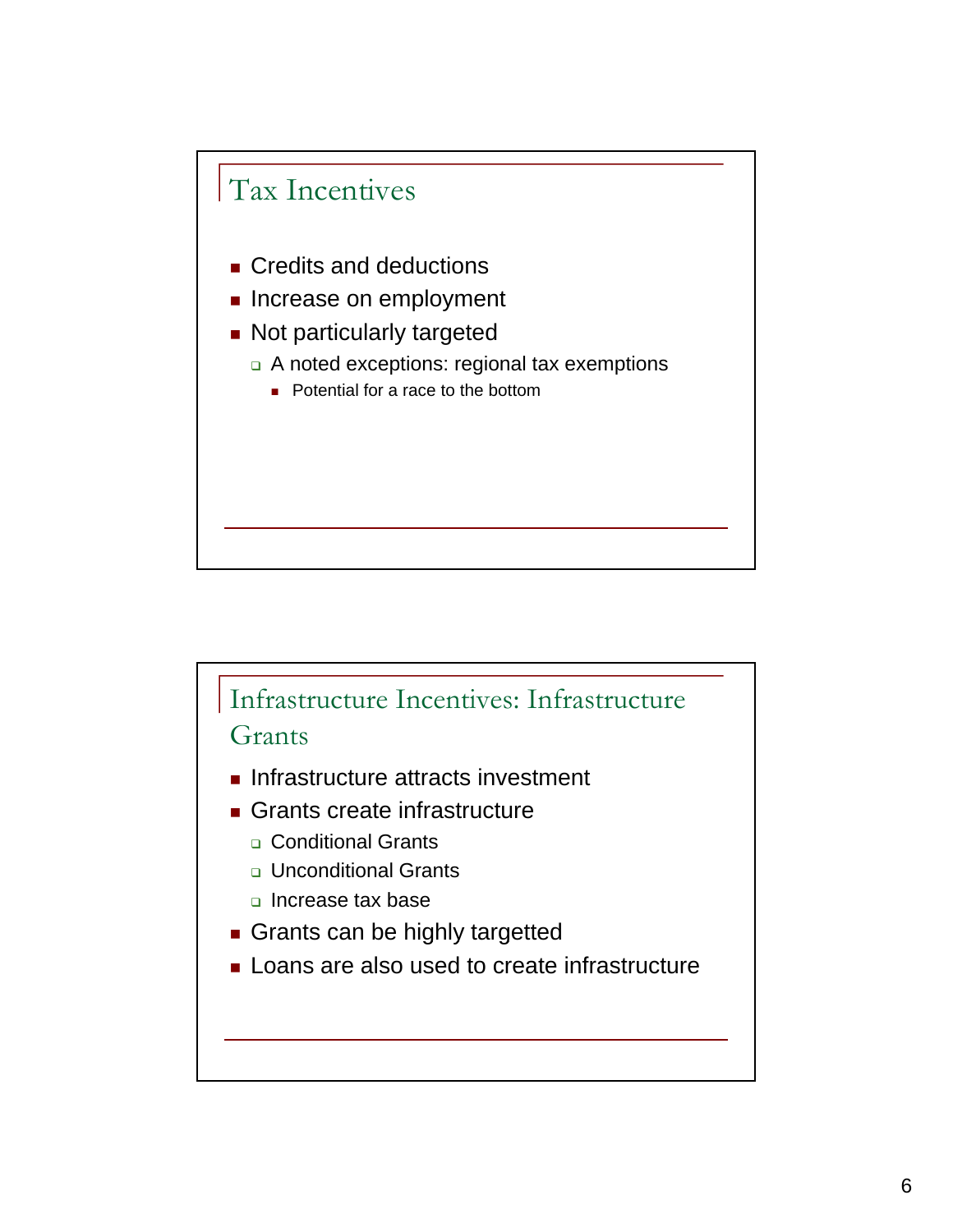## Tax Incentives

- Credits and deductions
- Increase on employment
- Not particularly targeted
  - A noted exceptions: regional tax exemptions
    - Potential for a race to the bottom

## Infrastructure Incentives: Infrastructure Grants

- Infrastructure attracts investment
- Grants create infrastructure
  - Conditional Grants
  - Unconditional Grants
  - Increase tax base
- Grants can be highly targetted
- Loans are also used to create infrastructure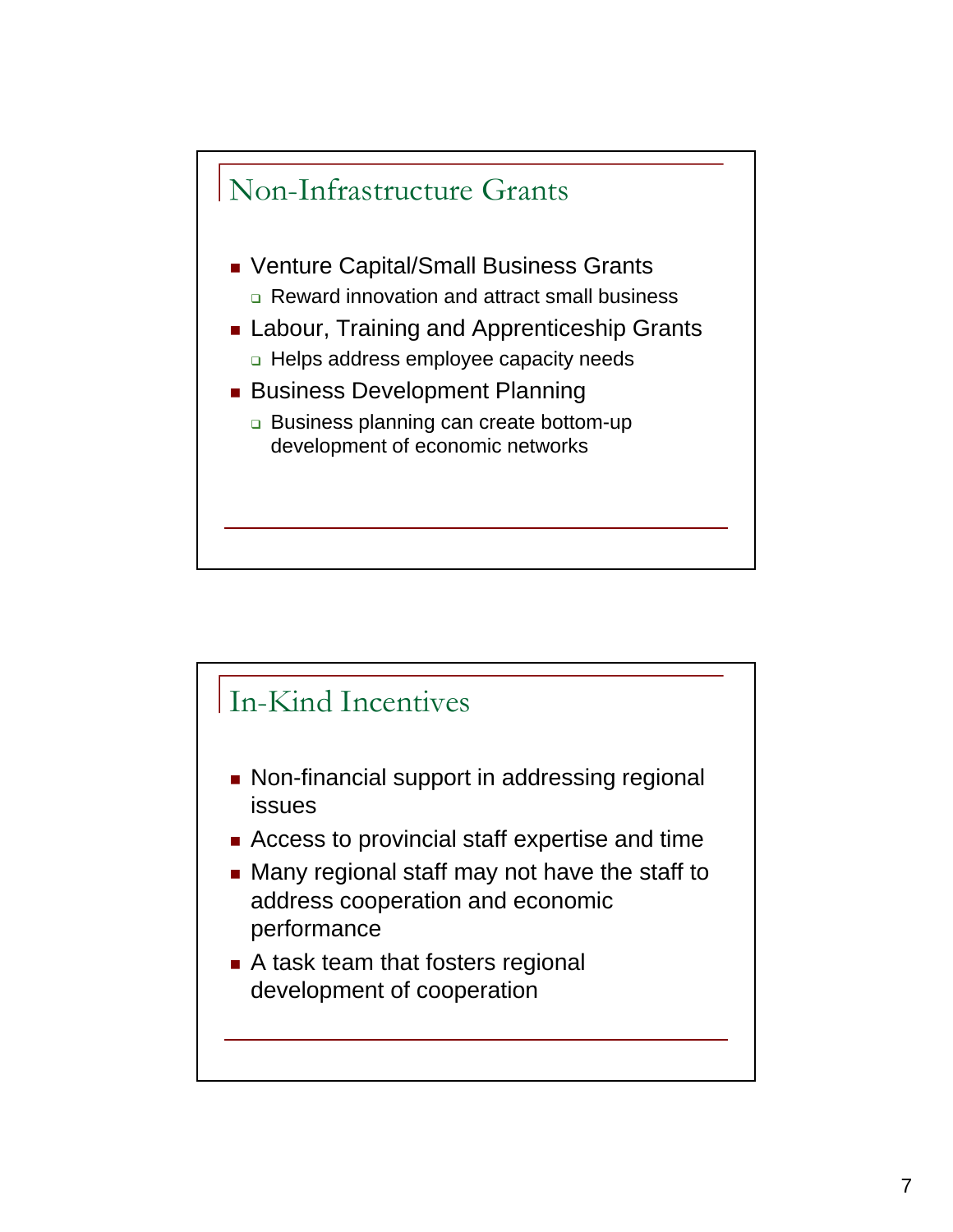## Non-Infrastructure Grants

- Venture Capital/Small Business Grants
  - Reward innovation and attract small business
- Labour, Training and Apprenticeship Grants
  - Helps address employee capacity needs
- Business Development Planning
  - Business planning can create bottom-up development of economic networks

## In-Kind Incentives

- Non-financial support in addressing regional issues
- Access to provincial staff expertise and time
- Many regional staff may not have the staff to address cooperation and economic performance
- A task team that fosters regional development of cooperation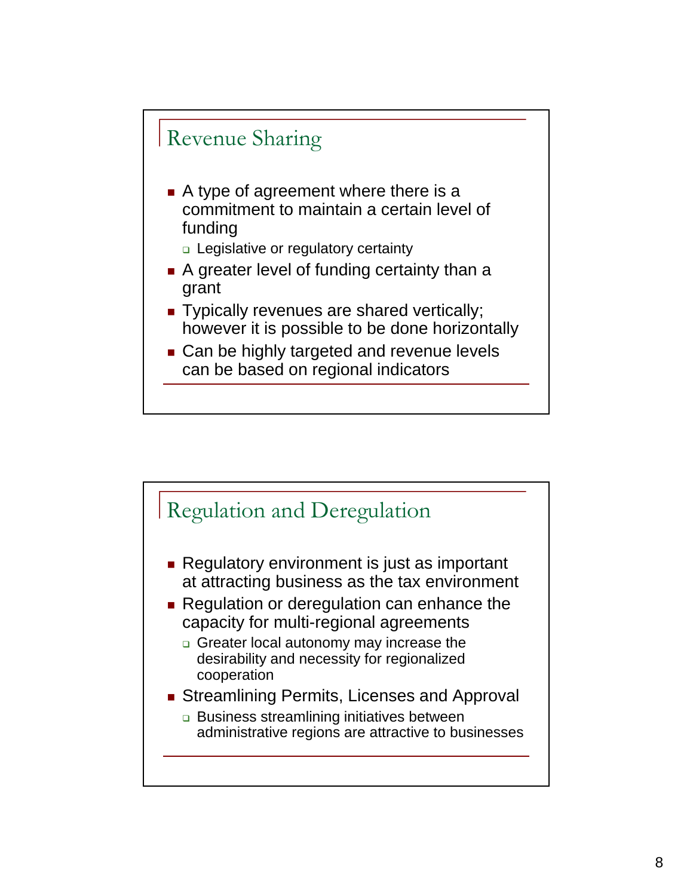## Revenue Sharing

- A type of agreement where there is a commitment to maintain a certain level of funding
  - Legislative or regulatory certainty
- A greater level of funding certainty than a grant
- Typically revenues are shared vertically; however it is possible to be done horizontally
- Can be highly targeted and revenue levels can be based on regional indicators

## Regulation and Deregulation

- Regulatory environment is just as important at attracting business as the tax environment
- Regulation or deregulation can enhance the capacity for multi-regional agreements
  - Greater local autonomy may increase the desirability and necessity for regionalized cooperation
- Streamlining Permits, Licenses and Approval
  - Business streamlining initiatives between administrative regions are attractive to businesses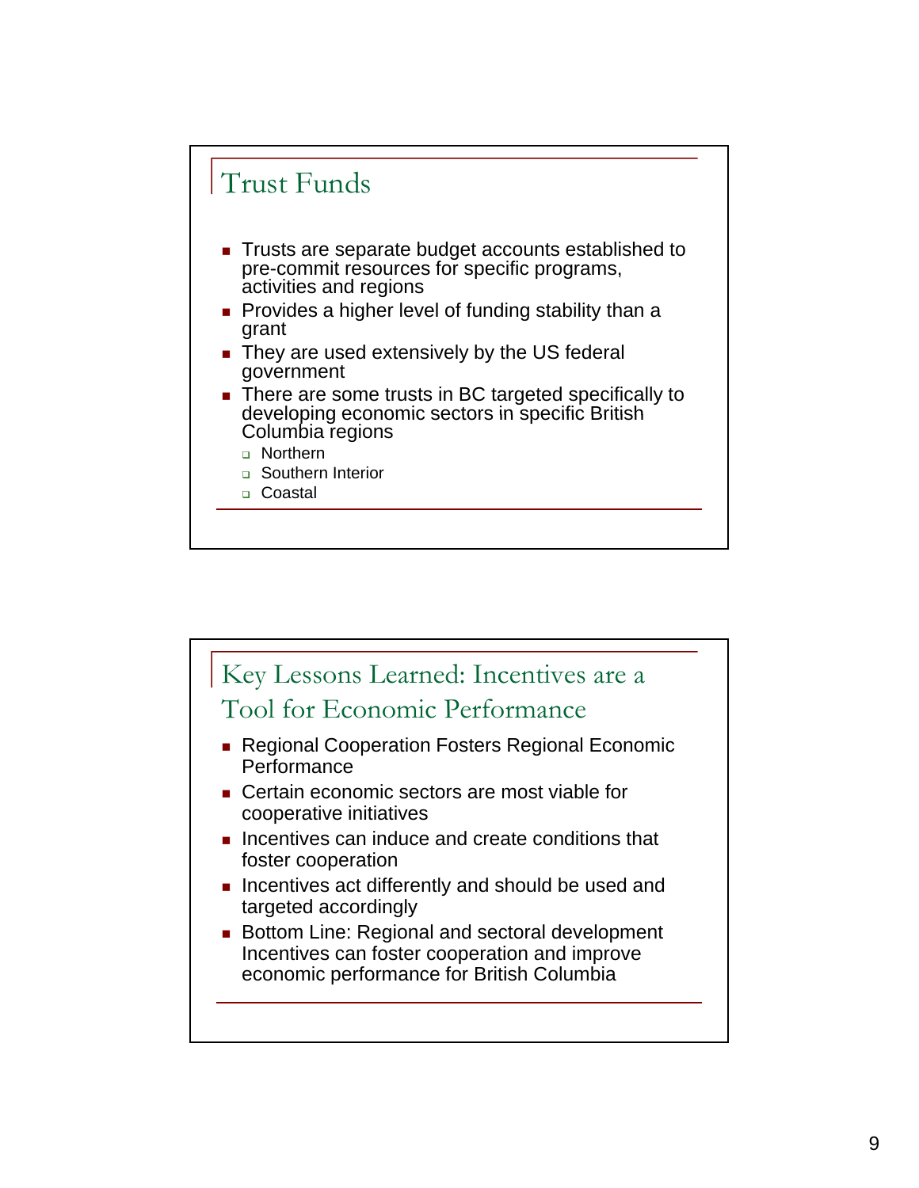## Trust Funds

- Trusts are separate budget accounts established to pre-commit resources for specific programs, activities and regions
- Provides a higher level of funding stability than a grant
- They are used extensively by the US federal government
- There are some trusts in BC targeted specifically to developing economic sectors in specific British Columbia regions
  - Northern
  - Southern Interior
  - Coastal

## Key Lessons Learned: Incentives are a Tool for Economic Performance

- Regional Cooperation Fosters Regional Economic Performance
- Certain economic sectors are most viable for cooperative initiatives
- Incentives can induce and create conditions that foster cooperation
- Incentives act differently and should be used and targeted accordingly
- Bottom Line: Regional and sectoral development Incentives can foster cooperation and improve economic performance for British Columbia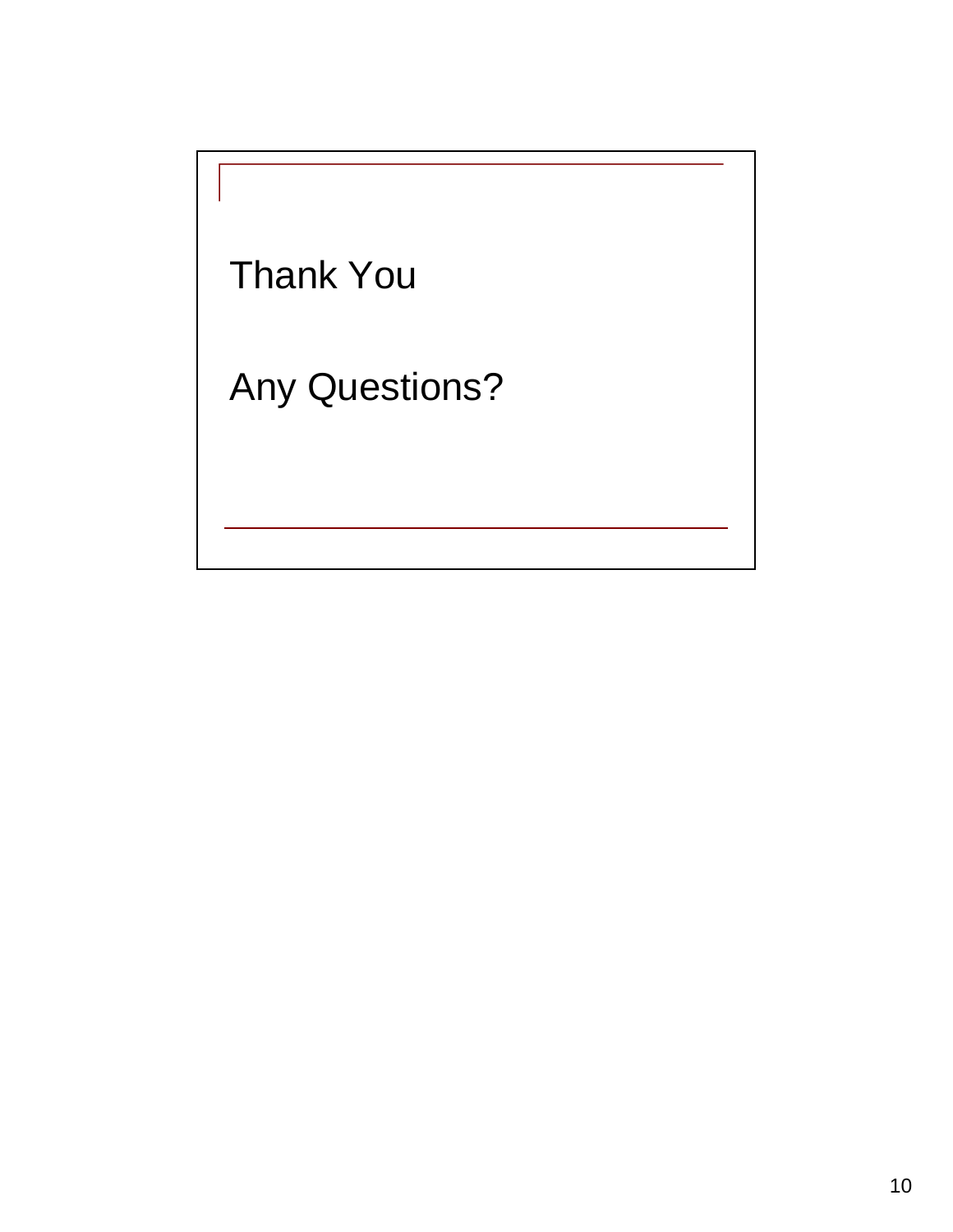Thank You

Any Questions?